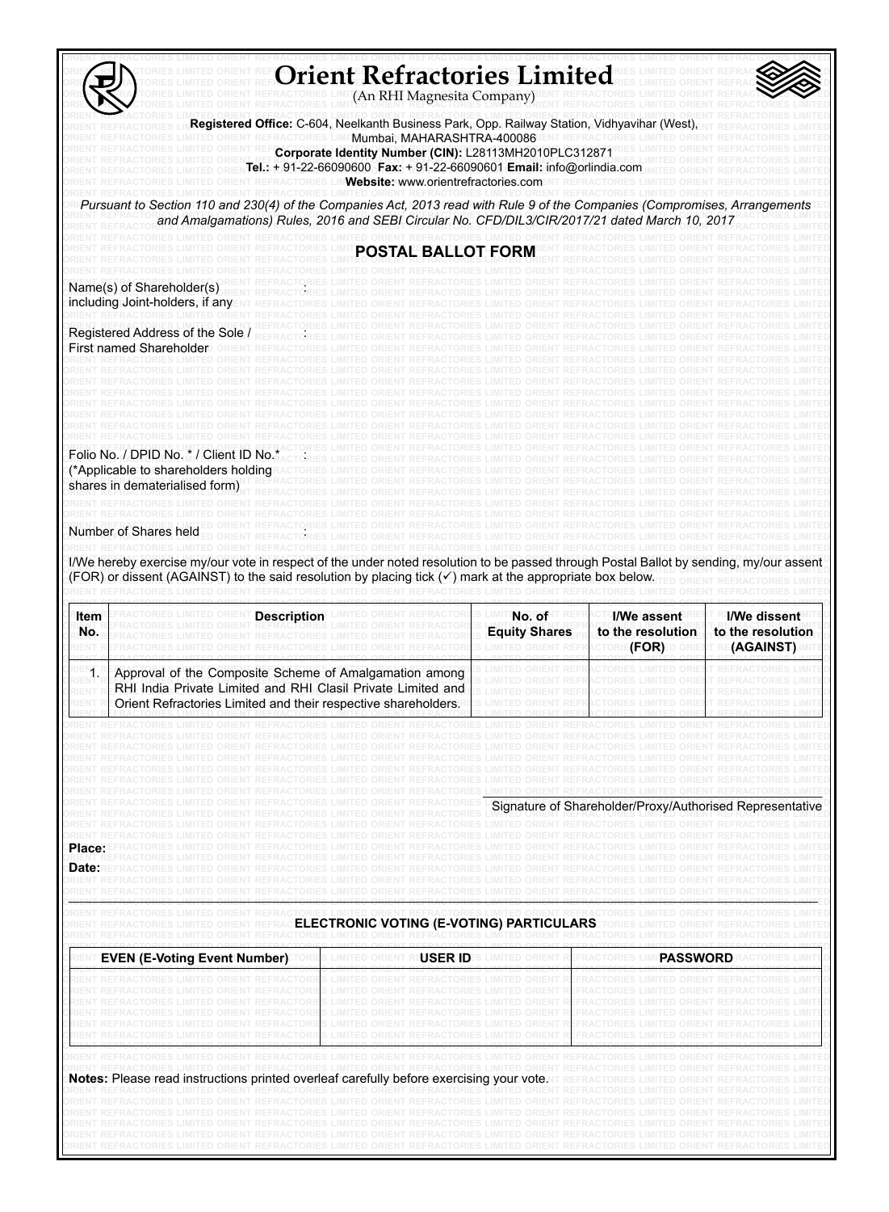# Orient Refractories Limited

(An RHI Magnesita Company)

**Registered Office:** C-604, Neelkanth Business Park, Opp. Railway Station, Vidhyavihar (West), Mumbai, MAHARASHTRA-400086

**Corporate Identity Number (CIN):** L28113MH2010PLC312871

**Tel.:** + 91-22-66090600 **Fax:** + 91-22-66090601 **Email:** info@orlindia.com

**Website:** www.orientrefractories.com

*Pursuant to Section 110 and 230(4) of the Companies Act, 2013 read with Rule 9 of the Companies (Compromises, Arrangements and Amalgamations) Rules, 2016 and SEBI Circular No. CFD/DIL3/CIR/2017/21 dated March 10, 2017*

## POSTAL BALLOT FORM

Name(s) of Shareholder(s) including Joint-holders, if any :

Registered Address of the Sole / First named Shareholder :

Folio No. / DPID No. * / Client ID No.* (*Applicable to shareholders holding shares in dematerialised form) :

Number of Shares held :

I/We hereby exercise my/our vote in respect of the under noted resolution to be passed through Postal Ballot by sending, my/our assent (FOR) or dissent (AGAINST) to the said resolution by placing tick (✓) mark at the appropriate box below.

| Item No. | Description | No. of Equity Shares | I/We assent to the resolution (FOR) | I/We dissent to the resolution (AGAINST) |
|---|---|---|---|---|
| 1. | Approval of the Composite Scheme of Amalgamation among RHI India Private Limited and RHI Clasil Private Limited and Orient Refractories Limited and their respective shareholders. | | | |

Signature of Shareholder/Proxy/Authorised Representative

**Place:**

**Date:**

### ELECTRONIC VOTING (E-VOTING) PARTICULARS

| EVEN (E-Voting Event Number) | USER ID | PASSWORD |
|---|---|---|
| | | |

**Notes:** Please read instructions printed overleaf carefully before exercising your vote.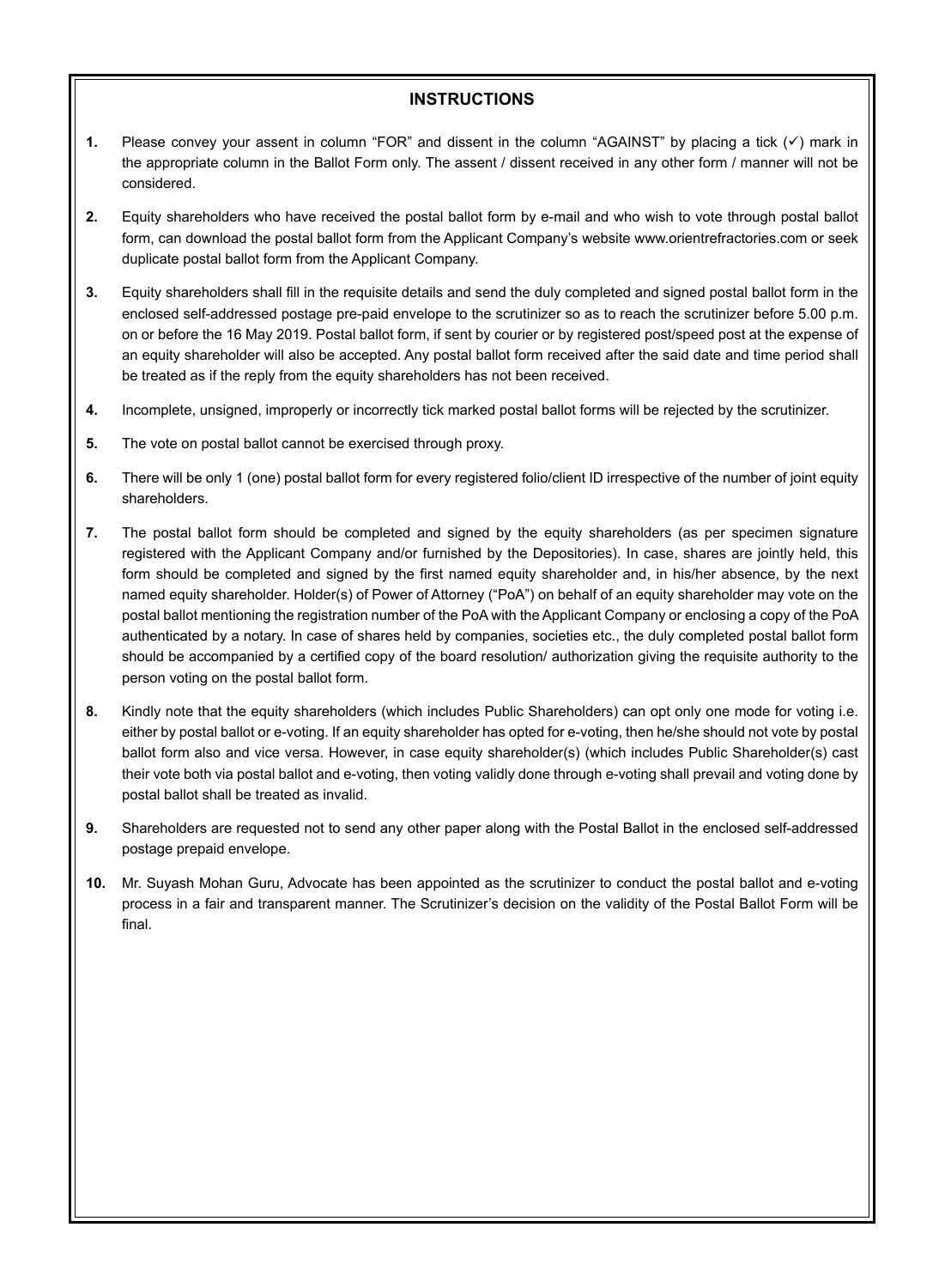## INSTRUCTIONS

1. Please convey your assent in column "FOR" and dissent in the column "AGAINST" by placing a tick (✓) mark in the appropriate column in the Ballot Form only. The assent / dissent received in any other form / manner will not be considered.

2. Equity shareholders who have received the postal ballot form by e-mail and who wish to vote through postal ballot form, can download the postal ballot form from the Applicant Company's website www.orientrefractories.com or seek duplicate postal ballot form from the Applicant Company.

3. Equity shareholders shall fill in the requisite details and send the duly completed and signed postal ballot form in the enclosed self-addressed postage pre-paid envelope to the scrutinizer so as to reach the scrutinizer before 5.00 p.m. on or before the 16 May 2019. Postal ballot form, if sent by courier or by registered post/speed post at the expense of an equity shareholder will also be accepted. Any postal ballot form received after the said date and time period shall be treated as if the reply from the equity shareholders has not been received.

4. Incomplete, unsigned, improperly or incorrectly tick marked postal ballot forms will be rejected by the scrutinizer.

5. The vote on postal ballot cannot be exercised through proxy.

6. There will be only 1 (one) postal ballot form for every registered folio/client ID irrespective of the number of joint equity shareholders.

7. The postal ballot form should be completed and signed by the equity shareholders (as per specimen signature registered with the Applicant Company and/or furnished by the Depositories). In case, shares are jointly held, this form should be completed and signed by the first named equity shareholder and, in his/her absence, by the next named equity shareholder. Holder(s) of Power of Attorney ("PoA") on behalf of an equity shareholder may vote on the postal ballot mentioning the registration number of the PoA with the Applicant Company or enclosing a copy of the PoA authenticated by a notary. In case of shares held by companies, societies etc., the duly completed postal ballot form should be accompanied by a certified copy of the board resolution/ authorization giving the requisite authority to the person voting on the postal ballot form.

8. Kindly note that the equity shareholders (which includes Public Shareholders) can opt only one mode for voting i.e. either by postal ballot or e-voting. If an equity shareholder has opted for e-voting, then he/she should not vote by postal ballot form also and vice versa. However, in case equity shareholder(s) (which includes Public Shareholder(s) cast their vote both via postal ballot and e-voting, then voting validly done through e-voting shall prevail and voting done by postal ballot shall be treated as invalid.

9. Shareholders are requested not to send any other paper along with the Postal Ballot in the enclosed self-addressed postage prepaid envelope.

10. Mr. Suyash Mohan Guru, Advocate has been appointed as the scrutinizer to conduct the postal ballot and e-voting process in a fair and transparent manner. The Scrutinizer's decision on the validity of the Postal Ballot Form will be final.